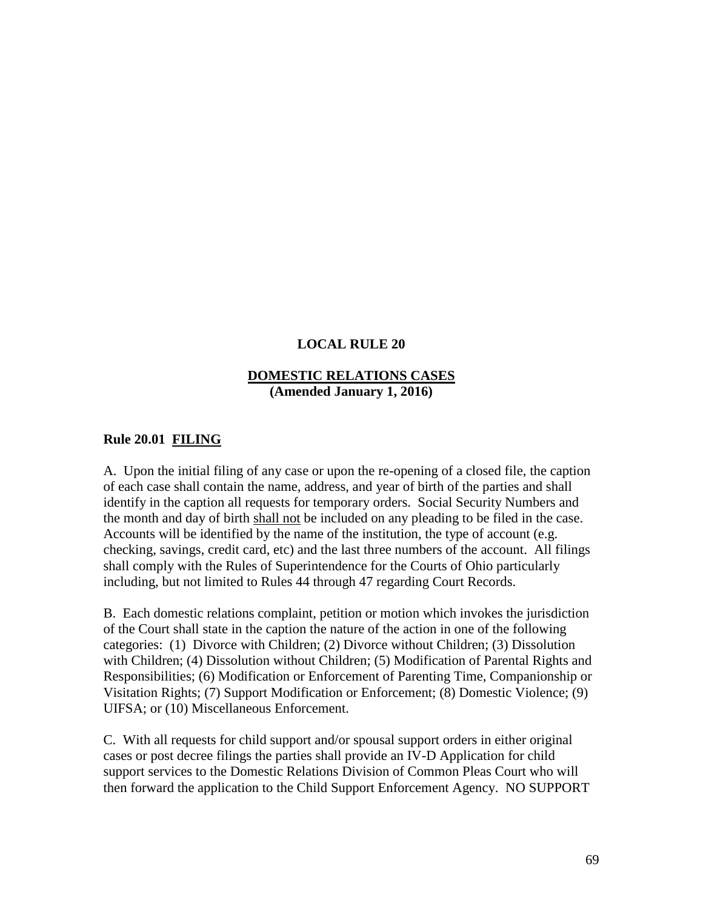# LOCAL RULE 20

## DOMESTIC RELATIONS CASES
**(Amended January 1, 2016)**

### Rule 20.01 FILING

A. Upon the initial filing of any case or upon the re-opening of a closed file, the caption of each case shall contain the name, address, and year of birth of the parties and shall identify in the caption all requests for temporary orders. Social Security Numbers and the month and day of birth shall not be included on any pleading to be filed in the case. Accounts will be identified by the name of the institution, the type of account (e.g. checking, savings, credit card, etc) and the last three numbers of the account. All filings shall comply with the Rules of Superintendence for the Courts of Ohio particularly including, but not limited to Rules 44 through 47 regarding Court Records.

B. Each domestic relations complaint, petition or motion which invokes the jurisdiction of the Court shall state in the caption the nature of the action in one of the following categories: (1) Divorce with Children; (2) Divorce without Children; (3) Dissolution with Children; (4) Dissolution without Children; (5) Modification of Parental Rights and Responsibilities; (6) Modification or Enforcement of Parenting Time, Companionship or Visitation Rights; (7) Support Modification or Enforcement; (8) Domestic Violence; (9) UIFSA; or (10) Miscellaneous Enforcement.

C. With all requests for child support and/or spousal support orders in either original cases or post decree filings the parties shall provide an IV-D Application for child support services to the Domestic Relations Division of Common Pleas Court who will then forward the application to the Child Support Enforcement Agency. NO SUPPORT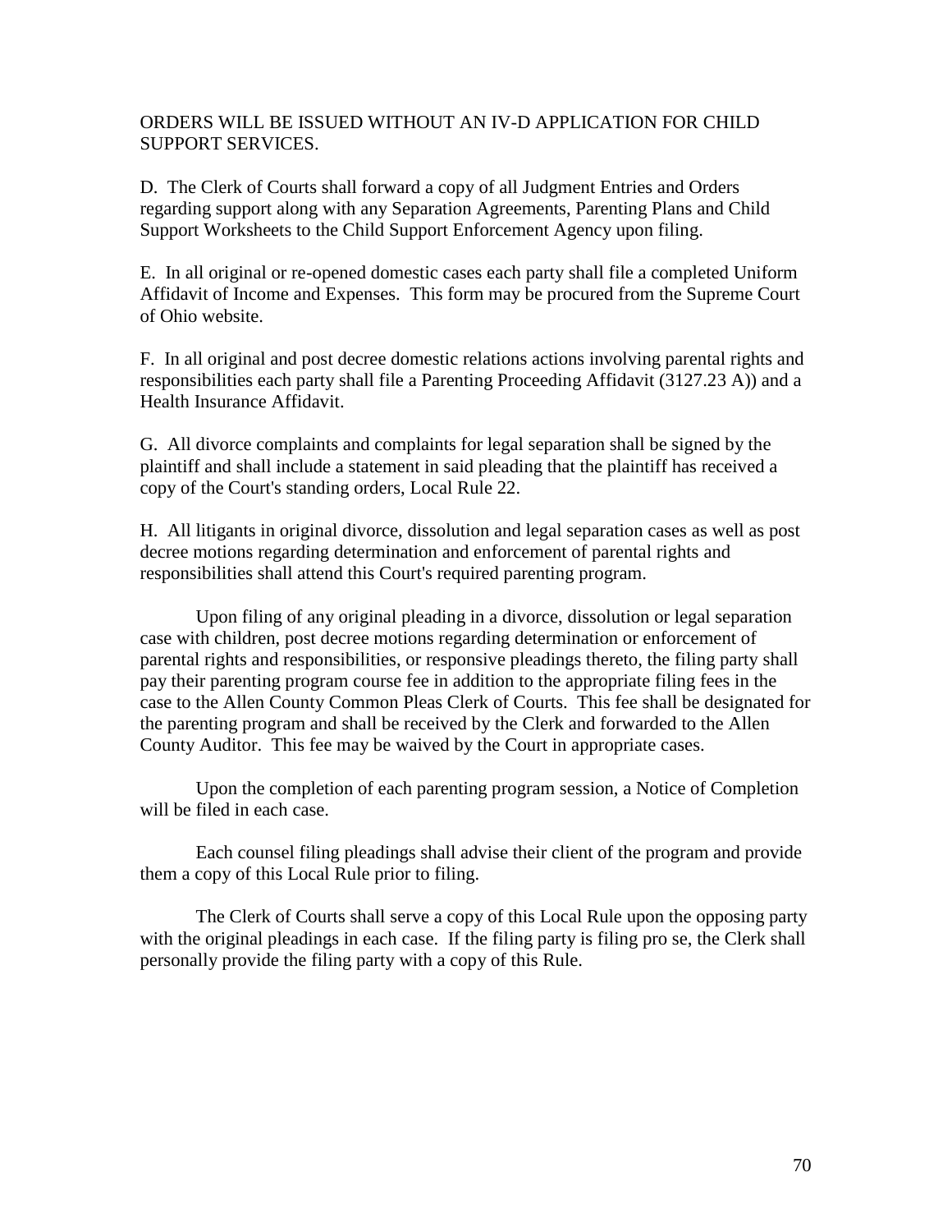ORDERS WILL BE ISSUED WITHOUT AN IV-D APPLICATION FOR CHILD SUPPORT SERVICES.

D. The Clerk of Courts shall forward a copy of all Judgment Entries and Orders regarding support along with any Separation Agreements, Parenting Plans and Child Support Worksheets to the Child Support Enforcement Agency upon filing.

E. In all original or re-opened domestic cases each party shall file a completed Uniform Affidavit of Income and Expenses. This form may be procured from the Supreme Court of Ohio website.

F. In all original and post decree domestic relations actions involving parental rights and responsibilities each party shall file a Parenting Proceeding Affidavit (3127.23 A)) and a Health Insurance Affidavit.

G. All divorce complaints and complaints for legal separation shall be signed by the plaintiff and shall include a statement in said pleading that the plaintiff has received a copy of the Court's standing orders, Local Rule 22.

H. All litigants in original divorce, dissolution and legal separation cases as well as post decree motions regarding determination and enforcement of parental rights and responsibilities shall attend this Court's required parenting program.

Upon filing of any original pleading in a divorce, dissolution or legal separation case with children, post decree motions regarding determination or enforcement of parental rights and responsibilities, or responsive pleadings thereto, the filing party shall pay their parenting program course fee in addition to the appropriate filing fees in the case to the Allen County Common Pleas Clerk of Courts. This fee shall be designated for the parenting program and shall be received by the Clerk and forwarded to the Allen County Auditor. This fee may be waived by the Court in appropriate cases.

Upon the completion of each parenting program session, a Notice of Completion will be filed in each case.

Each counsel filing pleadings shall advise their client of the program and provide them a copy of this Local Rule prior to filing.

The Clerk of Courts shall serve a copy of this Local Rule upon the opposing party with the original pleadings in each case. If the filing party is filing pro se, the Clerk shall personally provide the filing party with a copy of this Rule.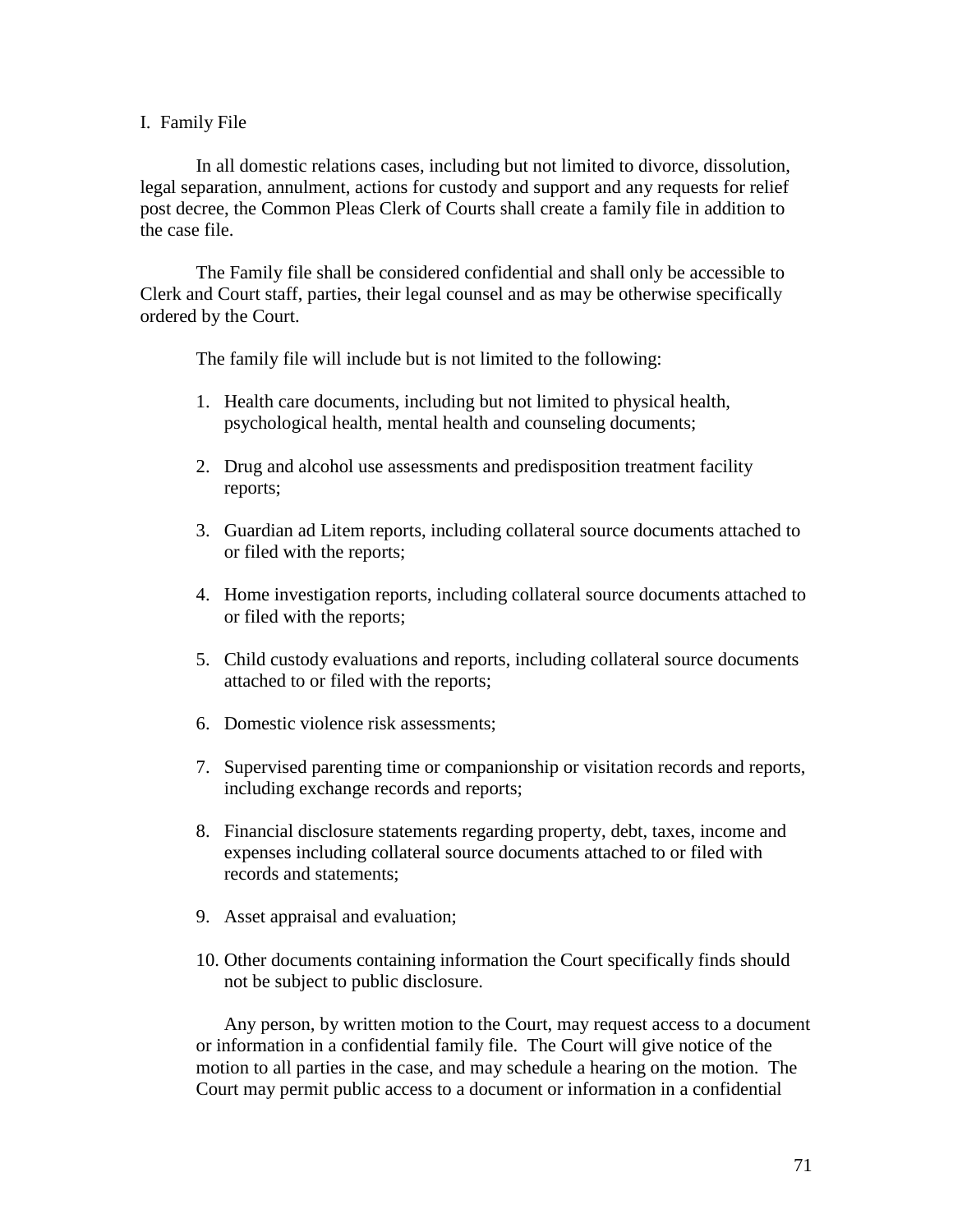I. Family File

In all domestic relations cases, including but not limited to divorce, dissolution, legal separation, annulment, actions for custody and support and any requests for relief post decree, the Common Pleas Clerk of Courts shall create a family file in addition to the case file.

The Family file shall be considered confidential and shall only be accessible to Clerk and Court staff, parties, their legal counsel and as may be otherwise specifically ordered by the Court.

The family file will include but is not limited to the following:

1. Health care documents, including but not limited to physical health, psychological health, mental health and counseling documents;
2. Drug and alcohol use assessments and predisposition treatment facility reports;
3. Guardian ad Litem reports, including collateral source documents attached to or filed with the reports;
4. Home investigation reports, including collateral source documents attached to or filed with the reports;
5. Child custody evaluations and reports, including collateral source documents attached to or filed with the reports;
6. Domestic violence risk assessments;
7. Supervised parenting time or companionship or visitation records and reports, including exchange records and reports;
8. Financial disclosure statements regarding property, debt, taxes, income and expenses including collateral source documents attached to or filed with records and statements;
9. Asset appraisal and evaluation;
10. Other documents containing information the Court specifically finds should not be subject to public disclosure.

Any person, by written motion to the Court, may request access to a document or information in a confidential family file. The Court will give notice of the motion to all parties in the case, and may schedule a hearing on the motion. The Court may permit public access to a document or information in a confidential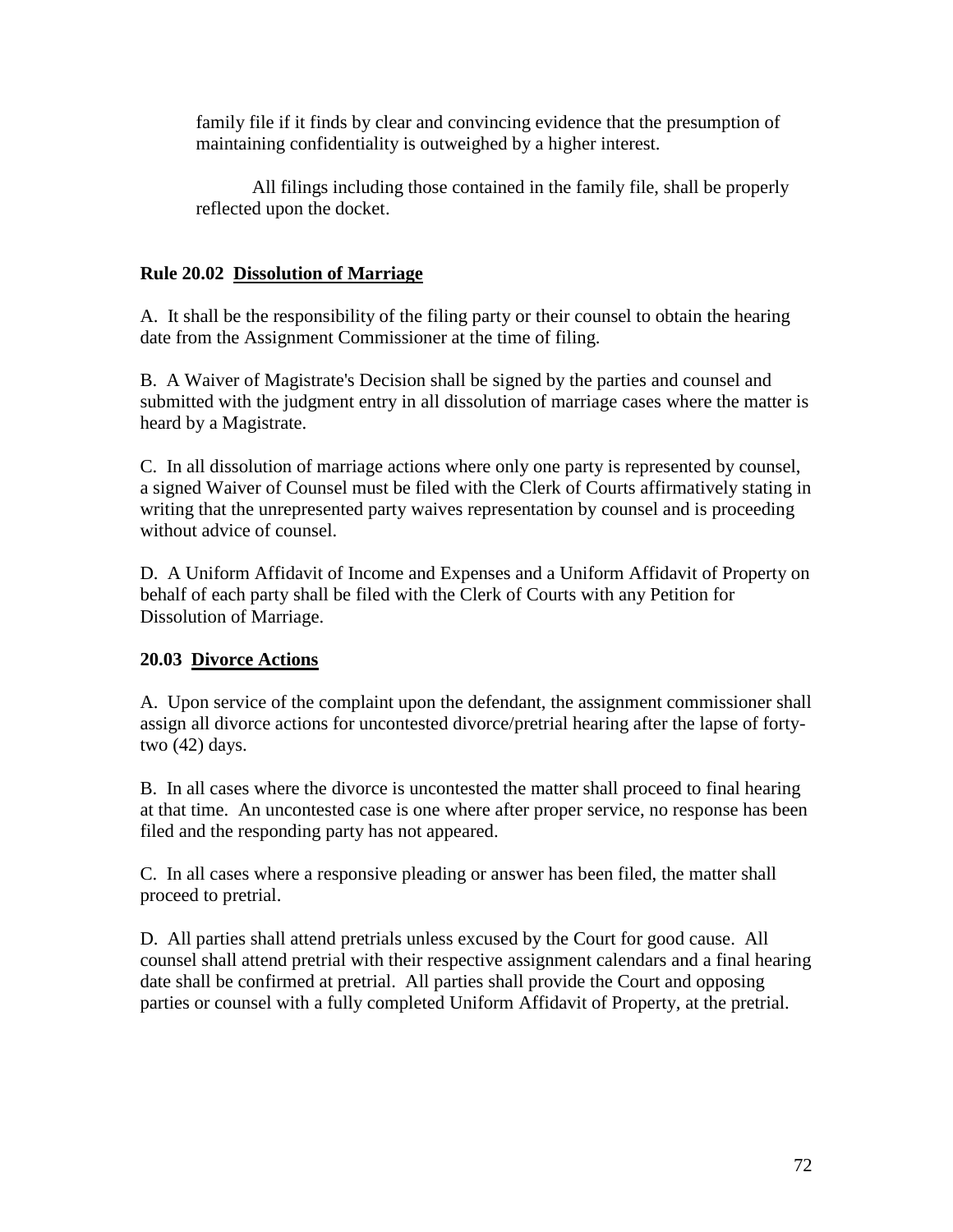family file if it finds by clear and convincing evidence that the presumption of maintaining confidentiality is outweighed by a higher interest.

All filings including those contained in the family file, shall be properly reflected upon the docket.

### **Rule 20.02 <u>Dissolution of Marriage</u>**

A. It shall be the responsibility of the filing party or their counsel to obtain the hearing date from the Assignment Commissioner at the time of filing.

B. A Waiver of Magistrate's Decision shall be signed by the parties and counsel and submitted with the judgment entry in all dissolution of marriage cases where the matter is heard by a Magistrate.

C. In all dissolution of marriage actions where only one party is represented by counsel, a signed Waiver of Counsel must be filed with the Clerk of Courts affirmatively stating in writing that the unrepresented party waives representation by counsel and is proceeding without advice of counsel.

D. A Uniform Affidavit of Income and Expenses and a Uniform Affidavit of Property on behalf of each party shall be filed with the Clerk of Courts with any Petition for Dissolution of Marriage.

### **20.03 <u>Divorce Actions</u>**

A. Upon service of the complaint upon the defendant, the assignment commissioner shall assign all divorce actions for uncontested divorce/pretrial hearing after the lapse of forty-two (42) days.

B. In all cases where the divorce is uncontested the matter shall proceed to final hearing at that time. An uncontested case is one where after proper service, no response has been filed and the responding party has not appeared.

C. In all cases where a responsive pleading or answer has been filed, the matter shall proceed to pretrial.

D. All parties shall attend pretrials unless excused by the Court for good cause. All counsel shall attend pretrial with their respective assignment calendars and a final hearing date shall be confirmed at pretrial. All parties shall provide the Court and opposing parties or counsel with a fully completed Uniform Affidavit of Property, at the pretrial.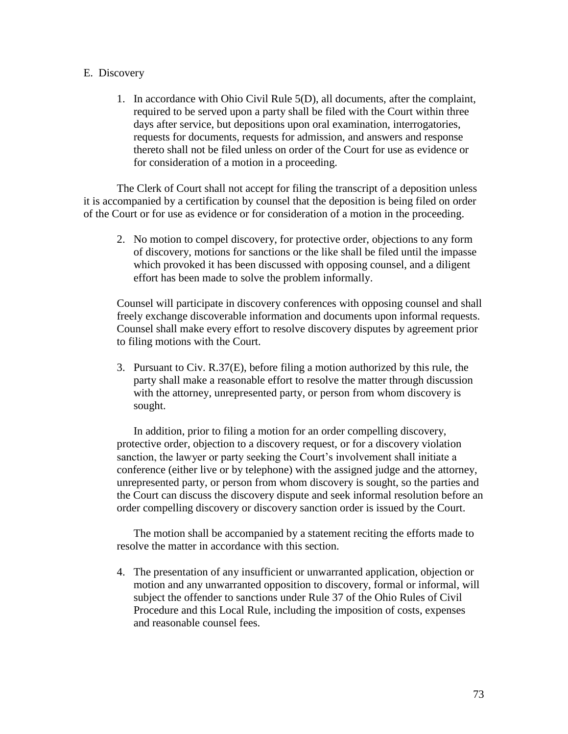E. Discovery

1. In accordance with Ohio Civil Rule 5(D), all documents, after the complaint, required to be served upon a party shall be filed with the Court within three days after service, but depositions upon oral examination, interrogatories, requests for documents, requests for admission, and answers and response thereto shall not be filed unless on order of the Court for use as evidence or for consideration of a motion in a proceeding.

The Clerk of Court shall not accept for filing the transcript of a deposition unless it is accompanied by a certification by counsel that the deposition is being filed on order of the Court or for use as evidence or for consideration of a motion in the proceeding.

2. No motion to compel discovery, for protective order, objections to any form of discovery, motions for sanctions or the like shall be filed until the impasse which provoked it has been discussed with opposing counsel, and a diligent effort has been made to solve the problem informally.

Counsel will participate in discovery conferences with opposing counsel and shall freely exchange discoverable information and documents upon informal requests. Counsel shall make every effort to resolve discovery disputes by agreement prior to filing motions with the Court.

3. Pursuant to Civ. R.37(E), before filing a motion authorized by this rule, the party shall make a reasonable effort to resolve the matter through discussion with the attorney, unrepresented party, or person from whom discovery is sought.

   In addition, prior to filing a motion for an order compelling discovery, protective order, objection to a discovery request, or for a discovery violation sanction, the lawyer or party seeking the Court's involvement shall initiate a conference (either live or by telephone) with the assigned judge and the attorney, unrepresented party, or person from whom discovery is sought, so the parties and the Court can discuss the discovery dispute and seek informal resolution before an order compelling discovery or discovery sanction order is issued by the Court.

   The motion shall be accompanied by a statement reciting the efforts made to resolve the matter in accordance with this section.

4. The presentation of any insufficient or unwarranted application, objection or motion and any unwarranted opposition to discovery, formal or informal, will subject the offender to sanctions under Rule 37 of the Ohio Rules of Civil Procedure and this Local Rule, including the imposition of costs, expenses and reasonable counsel fees.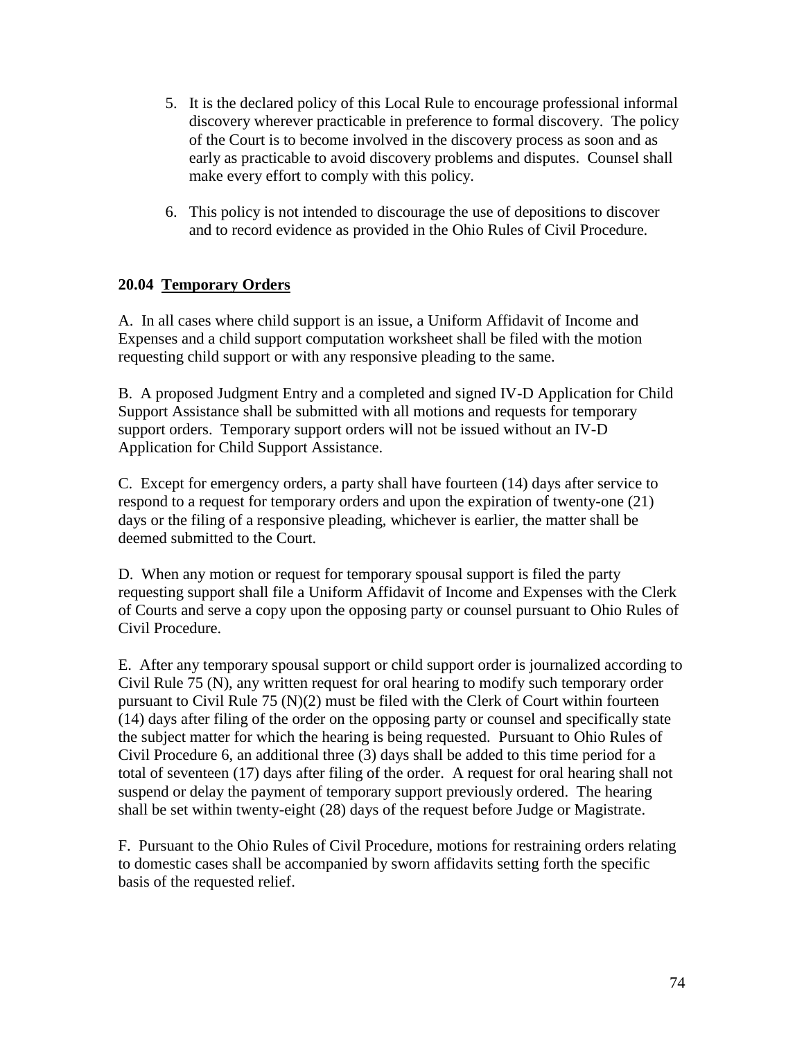5. It is the declared policy of this Local Rule to encourage professional informal discovery wherever practicable in preference to formal discovery. The policy of the Court is to become involved in the discovery process as soon and as early as practicable to avoid discovery problems and disputes. Counsel shall make every effort to comply with this policy.

6. This policy is not intended to discourage the use of depositions to discover and to record evidence as provided in the Ohio Rules of Civil Procedure.

**20.04 Temporary Orders**

A. In all cases where child support is an issue, a Uniform Affidavit of Income and Expenses and a child support computation worksheet shall be filed with the motion requesting child support or with any responsive pleading to the same.

B. A proposed Judgment Entry and a completed and signed IV-D Application for Child Support Assistance shall be submitted with all motions and requests for temporary support orders. Temporary support orders will not be issued without an IV-D Application for Child Support Assistance.

C. Except for emergency orders, a party shall have fourteen (14) days after service to respond to a request for temporary orders and upon the expiration of twenty-one (21) days or the filing of a responsive pleading, whichever is earlier, the matter shall be deemed submitted to the Court.

D. When any motion or request for temporary spousal support is filed the party requesting support shall file a Uniform Affidavit of Income and Expenses with the Clerk of Courts and serve a copy upon the opposing party or counsel pursuant to Ohio Rules of Civil Procedure.

E. After any temporary spousal support or child support order is journalized according to Civil Rule 75 (N), any written request for oral hearing to modify such temporary order pursuant to Civil Rule 75 (N)(2) must be filed with the Clerk of Court within fourteen (14) days after filing of the order on the opposing party or counsel and specifically state the subject matter for which the hearing is being requested. Pursuant to Ohio Rules of Civil Procedure 6, an additional three (3) days shall be added to this time period for a total of seventeen (17) days after filing of the order. A request for oral hearing shall not suspend or delay the payment of temporary support previously ordered. The hearing shall be set within twenty-eight (28) days of the request before Judge or Magistrate.

F. Pursuant to the Ohio Rules of Civil Procedure, motions for restraining orders relating to domestic cases shall be accompanied by sworn affidavits setting forth the specific basis of the requested relief.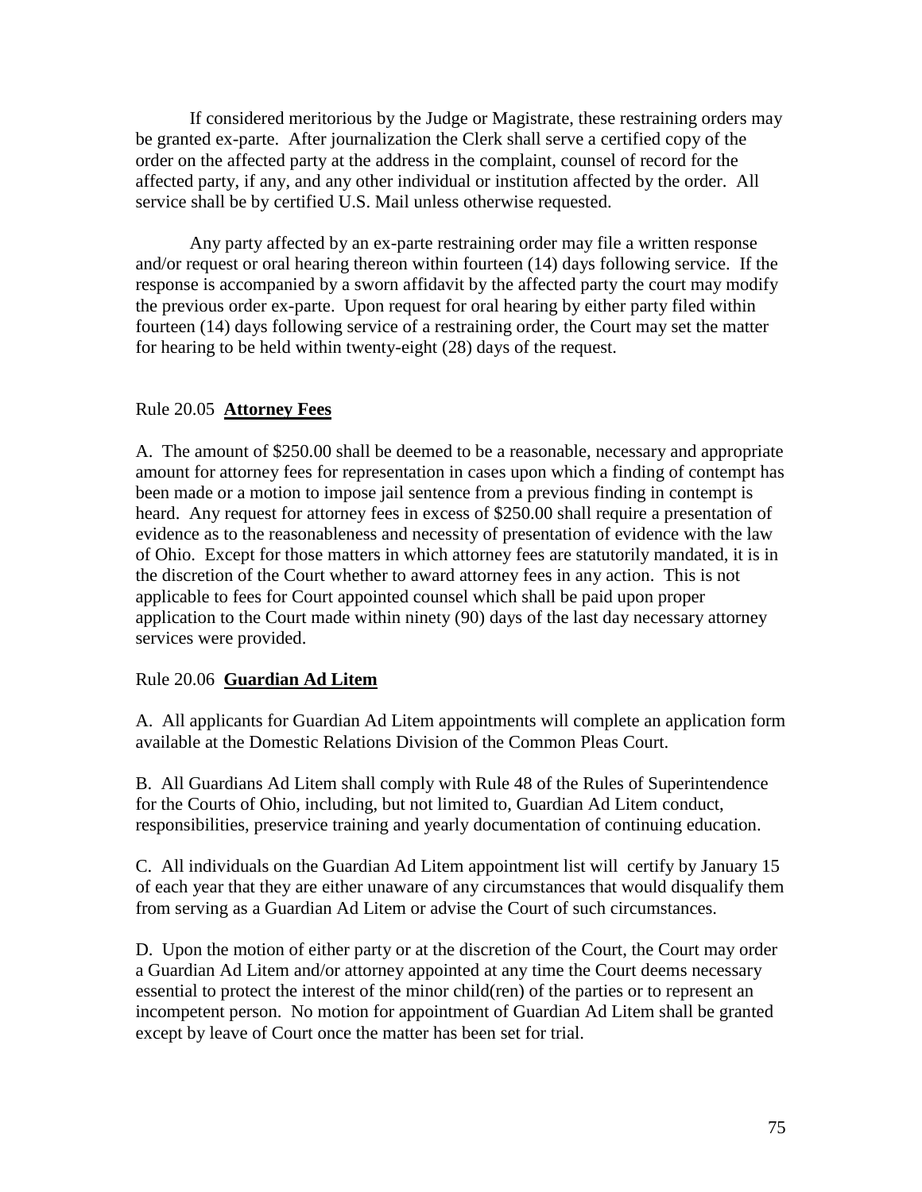If considered meritorious by the Judge or Magistrate, these restraining orders may be granted ex-parte. After journalization the Clerk shall serve a certified copy of the order on the affected party at the address in the complaint, counsel of record for the affected party, if any, and any other individual or institution affected by the order. All service shall be by certified U.S. Mail unless otherwise requested.

Any party affected by an ex-parte restraining order may file a written response and/or request or oral hearing thereon within fourteen (14) days following service. If the response is accompanied by a sworn affidavit by the affected party the court may modify the previous order ex-parte. Upon request for oral hearing by either party filed within fourteen (14) days following service of a restraining order, the Court may set the matter for hearing to be held within twenty-eight (28) days of the request.

Rule 20.05 **Attorney Fees**

A. The amount of $250.00 shall be deemed to be a reasonable, necessary and appropriate amount for attorney fees for representation in cases upon which a finding of contempt has been made or a motion to impose jail sentence from a previous finding in contempt is heard. Any request for attorney fees in excess of $250.00 shall require a presentation of evidence as to the reasonableness and necessity of presentation of evidence with the law of Ohio. Except for those matters in which attorney fees are statutorily mandated, it is in the discretion of the Court whether to award attorney fees in any action. This is not applicable to fees for Court appointed counsel which shall be paid upon proper application to the Court made within ninety (90) days of the last day necessary attorney services were provided.

Rule 20.06 **Guardian Ad Litem**

A. All applicants for Guardian Ad Litem appointments will complete an application form available at the Domestic Relations Division of the Common Pleas Court.

B. All Guardians Ad Litem shall comply with Rule 48 of the Rules of Superintendence for the Courts of Ohio, including, but not limited to, Guardian Ad Litem conduct, responsibilities, preservice training and yearly documentation of continuing education.

C. All individuals on the Guardian Ad Litem appointment list will certify by January 15 of each year that they are either unaware of any circumstances that would disqualify them from serving as a Guardian Ad Litem or advise the Court of such circumstances.

D. Upon the motion of either party or at the discretion of the Court, the Court may order a Guardian Ad Litem and/or attorney appointed at any time the Court deems necessary essential to protect the interest of the minor child(ren) of the parties or to represent an incompetent person. No motion for appointment of Guardian Ad Litem shall be granted except by leave of Court once the matter has been set for trial.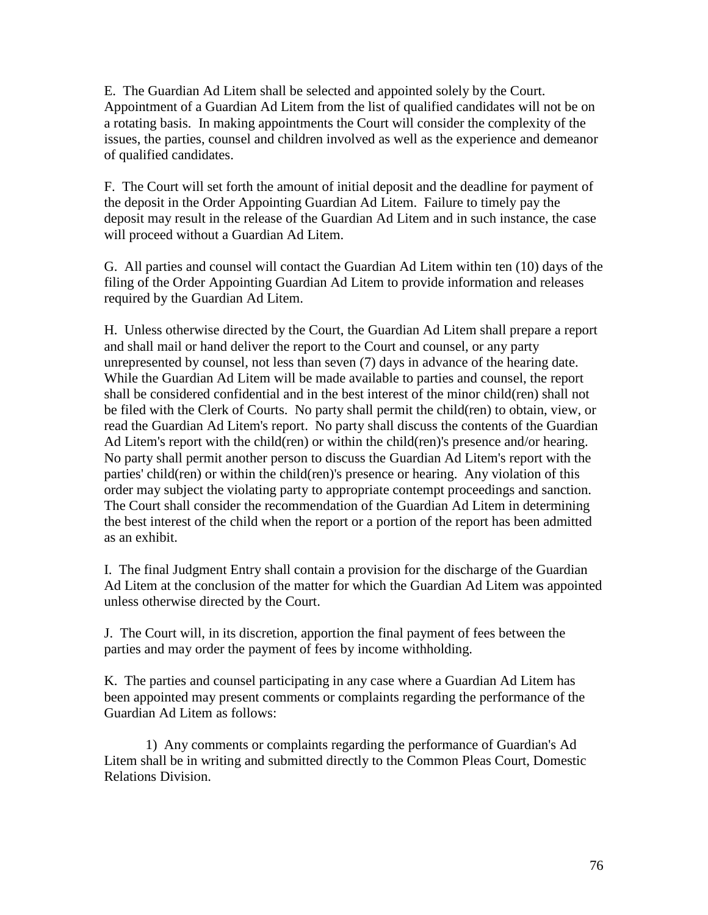E. The Guardian Ad Litem shall be selected and appointed solely by the Court. Appointment of a Guardian Ad Litem from the list of qualified candidates will not be on a rotating basis. In making appointments the Court will consider the complexity of the issues, the parties, counsel and children involved as well as the experience and demeanor of qualified candidates.

F. The Court will set forth the amount of initial deposit and the deadline for payment of the deposit in the Order Appointing Guardian Ad Litem. Failure to timely pay the deposit may result in the release of the Guardian Ad Litem and in such instance, the case will proceed without a Guardian Ad Litem.

G. All parties and counsel will contact the Guardian Ad Litem within ten (10) days of the filing of the Order Appointing Guardian Ad Litem to provide information and releases required by the Guardian Ad Litem.

H. Unless otherwise directed by the Court, the Guardian Ad Litem shall prepare a report and shall mail or hand deliver the report to the Court and counsel, or any party unrepresented by counsel, not less than seven (7) days in advance of the hearing date. While the Guardian Ad Litem will be made available to parties and counsel, the report shall be considered confidential and in the best interest of the minor child(ren) shall not be filed with the Clerk of Courts. No party shall permit the child(ren) to obtain, view, or read the Guardian Ad Litem's report. No party shall discuss the contents of the Guardian Ad Litem's report with the child(ren) or within the child(ren)'s presence and/or hearing. No party shall permit another person to discuss the Guardian Ad Litem's report with the parties' child(ren) or within the child(ren)'s presence or hearing. Any violation of this order may subject the violating party to appropriate contempt proceedings and sanction. The Court shall consider the recommendation of the Guardian Ad Litem in determining the best interest of the child when the report or a portion of the report has been admitted as an exhibit.

I. The final Judgment Entry shall contain a provision for the discharge of the Guardian Ad Litem at the conclusion of the matter for which the Guardian Ad Litem was appointed unless otherwise directed by the Court.

J. The Court will, in its discretion, apportion the final payment of fees between the parties and may order the payment of fees by income withholding.

K. The parties and counsel participating in any case where a Guardian Ad Litem has been appointed may present comments or complaints regarding the performance of the Guardian Ad Litem as follows:

1) Any comments or complaints regarding the performance of Guardian's Ad Litem shall be in writing and submitted directly to the Common Pleas Court, Domestic Relations Division.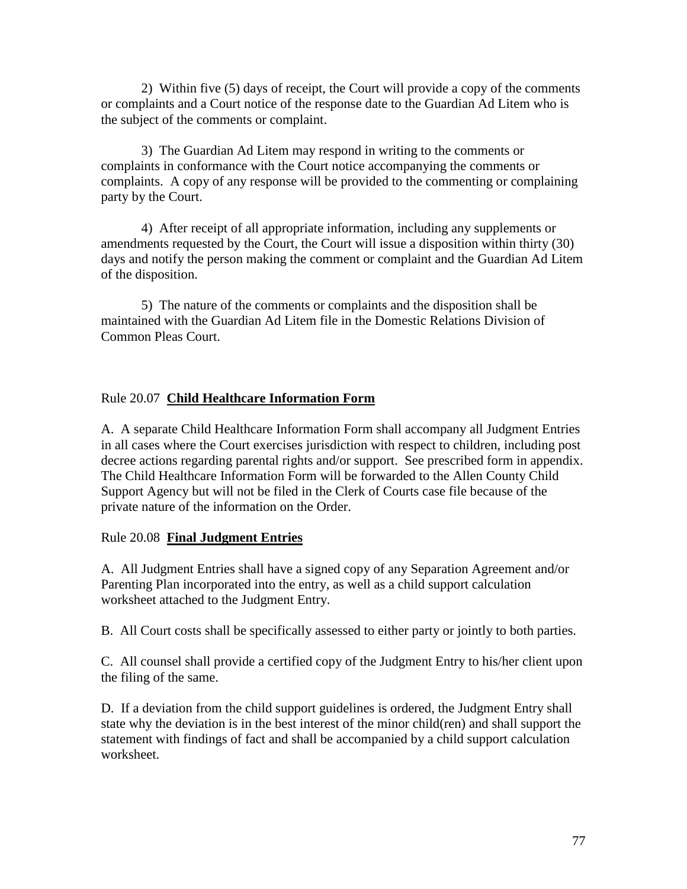2) Within five (5) days of receipt, the Court will provide a copy of the comments or complaints and a Court notice of the response date to the Guardian Ad Litem who is the subject of the comments or complaint.

3) The Guardian Ad Litem may respond in writing to the comments or complaints in conformance with the Court notice accompanying the comments or complaints. A copy of any response will be provided to the commenting or complaining party by the Court.

4) After receipt of all appropriate information, including any supplements or amendments requested by the Court, the Court will issue a disposition within thirty (30) days and notify the person making the comment or complaint and the Guardian Ad Litem of the disposition.

5) The nature of the comments or complaints and the disposition shall be maintained with the Guardian Ad Litem file in the Domestic Relations Division of Common Pleas Court.

Rule 20.07 **Child Healthcare Information Form**

A. A separate Child Healthcare Information Form shall accompany all Judgment Entries in all cases where the Court exercises jurisdiction with respect to children, including post decree actions regarding parental rights and/or support. See prescribed form in appendix. The Child Healthcare Information Form will be forwarded to the Allen County Child Support Agency but will not be filed in the Clerk of Courts case file because of the private nature of the information on the Order.

Rule 20.08 **Final Judgment Entries**

A. All Judgment Entries shall have a signed copy of any Separation Agreement and/or Parenting Plan incorporated into the entry, as well as a child support calculation worksheet attached to the Judgment Entry.

B. All Court costs shall be specifically assessed to either party or jointly to both parties.

C. All counsel shall provide a certified copy of the Judgment Entry to his/her client upon the filing of the same.

D. If a deviation from the child support guidelines is ordered, the Judgment Entry shall state why the deviation is in the best interest of the minor child(ren) and shall support the statement with findings of fact and shall be accompanied by a child support calculation worksheet.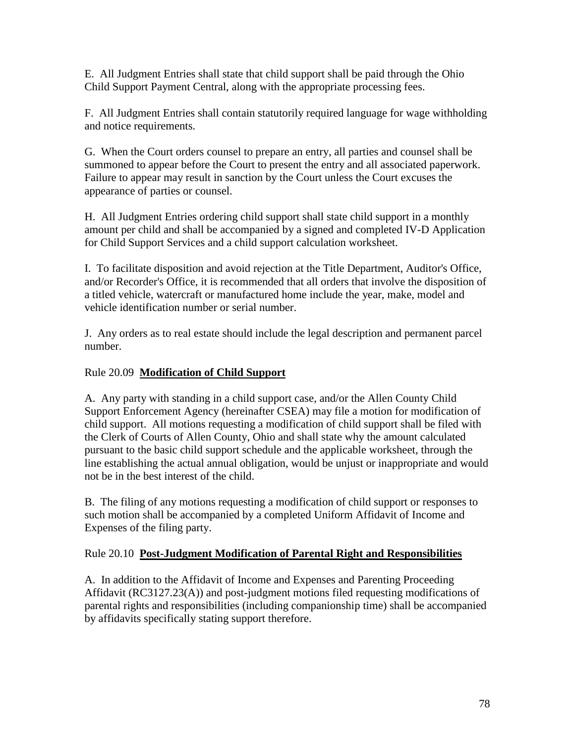E. All Judgment Entries shall state that child support shall be paid through the Ohio Child Support Payment Central, along with the appropriate processing fees.

F. All Judgment Entries shall contain statutorily required language for wage withholding and notice requirements.

G. When the Court orders counsel to prepare an entry, all parties and counsel shall be summoned to appear before the Court to present the entry and all associated paperwork. Failure to appear may result in sanction by the Court unless the Court excuses the appearance of parties or counsel.

H. All Judgment Entries ordering child support shall state child support in a monthly amount per child and shall be accompanied by a signed and completed IV-D Application for Child Support Services and a child support calculation worksheet.

I. To facilitate disposition and avoid rejection at the Title Department, Auditor's Office, and/or Recorder's Office, it is recommended that all orders that involve the disposition of a titled vehicle, watercraft or manufactured home include the year, make, model and vehicle identification number or serial number.

J. Any orders as to real estate should include the legal description and permanent parcel number.

Rule 20.09 **Modification of Child Support**

A. Any party with standing in a child support case, and/or the Allen County Child Support Enforcement Agency (hereinafter CSEA) may file a motion for modification of child support. All motions requesting a modification of child support shall be filed with the Clerk of Courts of Allen County, Ohio and shall state why the amount calculated pursuant to the basic child support schedule and the applicable worksheet, through the line establishing the actual annual obligation, would be unjust or inappropriate and would not be in the best interest of the child.

B. The filing of any motions requesting a modification of child support or responses to such motion shall be accompanied by a completed Uniform Affidavit of Income and Expenses of the filing party.

Rule 20.10 **Post-Judgment Modification of Parental Right and Responsibilities**

A. In addition to the Affidavit of Income and Expenses and Parenting Proceeding Affidavit (RC3127.23(A)) and post-judgment motions filed requesting modifications of parental rights and responsibilities (including companionship time) shall be accompanied by affidavits specifically stating support therefore.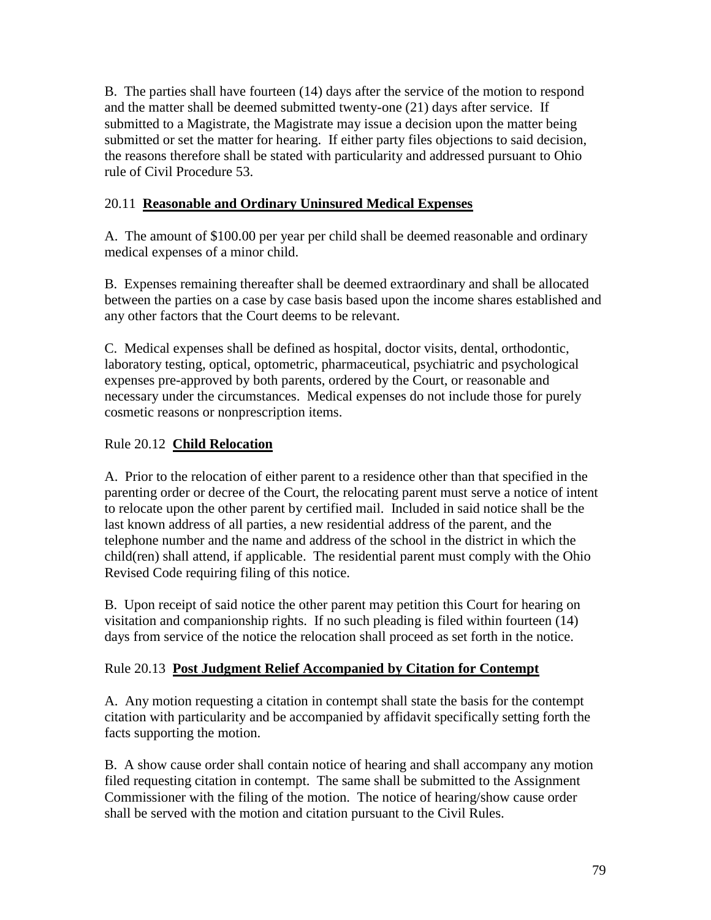B. The parties shall have fourteen (14) days after the service of the motion to respond and the matter shall be deemed submitted twenty-one (21) days after service. If submitted to a Magistrate, the Magistrate may issue a decision upon the matter being submitted or set the matter for hearing. If either party files objections to said decision, the reasons therefore shall be stated with particularity and addressed pursuant to Ohio rule of Civil Procedure 53.

### 20.11 **Reasonable and Ordinary Uninsured Medical Expenses**

A. The amount of $100.00 per year per child shall be deemed reasonable and ordinary medical expenses of a minor child.

B. Expenses remaining thereafter shall be deemed extraordinary and shall be allocated between the parties on a case by case basis based upon the income shares established and any other factors that the Court deems to be relevant.

C. Medical expenses shall be defined as hospital, doctor visits, dental, orthodontic, laboratory testing, optical, optometric, pharmaceutical, psychiatric and psychological expenses pre-approved by both parents, ordered by the Court, or reasonable and necessary under the circumstances. Medical expenses do not include those for purely cosmetic reasons or nonprescription items.

### Rule 20.12 **Child Relocation**

A. Prior to the relocation of either parent to a residence other than that specified in the parenting order or decree of the Court, the relocating parent must serve a notice of intent to relocate upon the other parent by certified mail. Included in said notice shall be the last known address of all parties, a new residential address of the parent, and the telephone number and the name and address of the school in the district in which the child(ren) shall attend, if applicable. The residential parent must comply with the Ohio Revised Code requiring filing of this notice.

B. Upon receipt of said notice the other parent may petition this Court for hearing on visitation and companionship rights. If no such pleading is filed within fourteen (14) days from service of the notice the relocation shall proceed as set forth in the notice.

### Rule 20.13 **Post Judgment Relief Accompanied by Citation for Contempt**

A. Any motion requesting a citation in contempt shall state the basis for the contempt citation with particularity and be accompanied by affidavit specifically setting forth the facts supporting the motion.

B. A show cause order shall contain notice of hearing and shall accompany any motion filed requesting citation in contempt. The same shall be submitted to the Assignment Commissioner with the filing of the motion. The notice of hearing/show cause order shall be served with the motion and citation pursuant to the Civil Rules.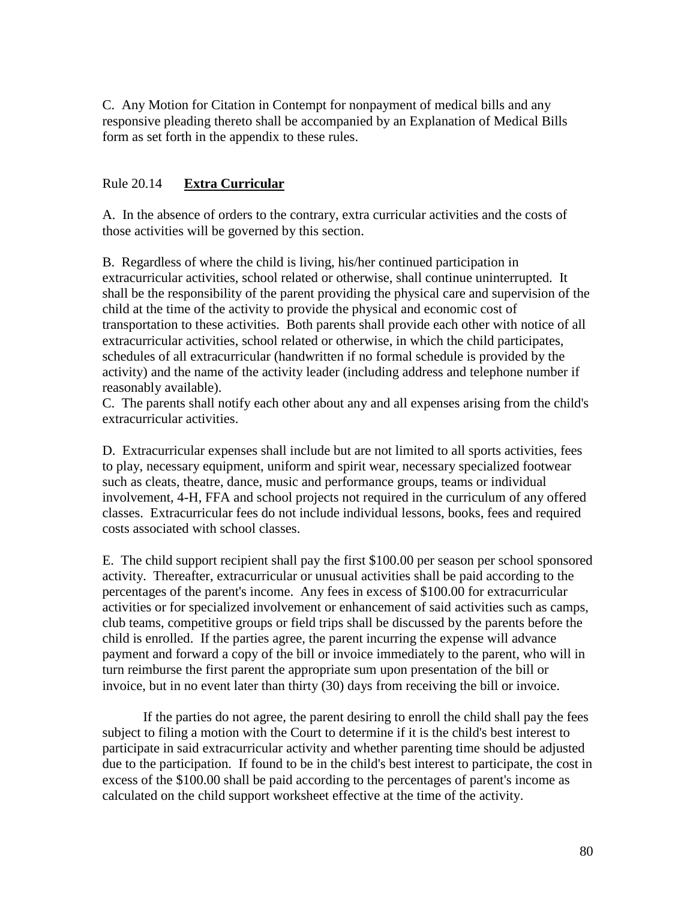C. Any Motion for Citation in Contempt for nonpayment of medical bills and any responsive pleading thereto shall be accompanied by an Explanation of Medical Bills form as set forth in the appendix to these rules.

## Rule 20.14 **Extra Curricular**

A. In the absence of orders to the contrary, extra curricular activities and the costs of those activities will be governed by this section.

B. Regardless of where the child is living, his/her continued participation in extracurricular activities, school related or otherwise, shall continue uninterrupted. It shall be the responsibility of the parent providing the physical care and supervision of the child at the time of the activity to provide the physical and economic cost of transportation to these activities. Both parents shall provide each other with notice of all extracurricular activities, school related or otherwise, in which the child participates, schedules of all extracurricular (handwritten if no formal schedule is provided by the activity) and the name of the activity leader (including address and telephone number if reasonably available).

C. The parents shall notify each other about any and all expenses arising from the child's extracurricular activities.

D. Extracurricular expenses shall include but are not limited to all sports activities, fees to play, necessary equipment, uniform and spirit wear, necessary specialized footwear such as cleats, theatre, dance, music and performance groups, teams or individual involvement, 4-H, FFA and school projects not required in the curriculum of any offered classes. Extracurricular fees do not include individual lessons, books, fees and required costs associated with school classes.

E. The child support recipient shall pay the first $100.00 per season per school sponsored activity. Thereafter, extracurricular or unusual activities shall be paid according to the percentages of the parent's income. Any fees in excess of $100.00 for extracurricular activities or for specialized involvement or enhancement of said activities such as camps, club teams, competitive groups or field trips shall be discussed by the parents before the child is enrolled. If the parties agree, the parent incurring the expense will advance payment and forward a copy of the bill or invoice immediately to the parent, who will in turn reimburse the first parent the appropriate sum upon presentation of the bill or invoice, but in no event later than thirty (30) days from receiving the bill or invoice.

If the parties do not agree, the parent desiring to enroll the child shall pay the fees subject to filing a motion with the Court to determine if it is the child's best interest to participate in said extracurricular activity and whether parenting time should be adjusted due to the participation. If found to be in the child's best interest to participate, the cost in excess of the $100.00 shall be paid according to the percentages of parent's income as calculated on the child support worksheet effective at the time of the activity.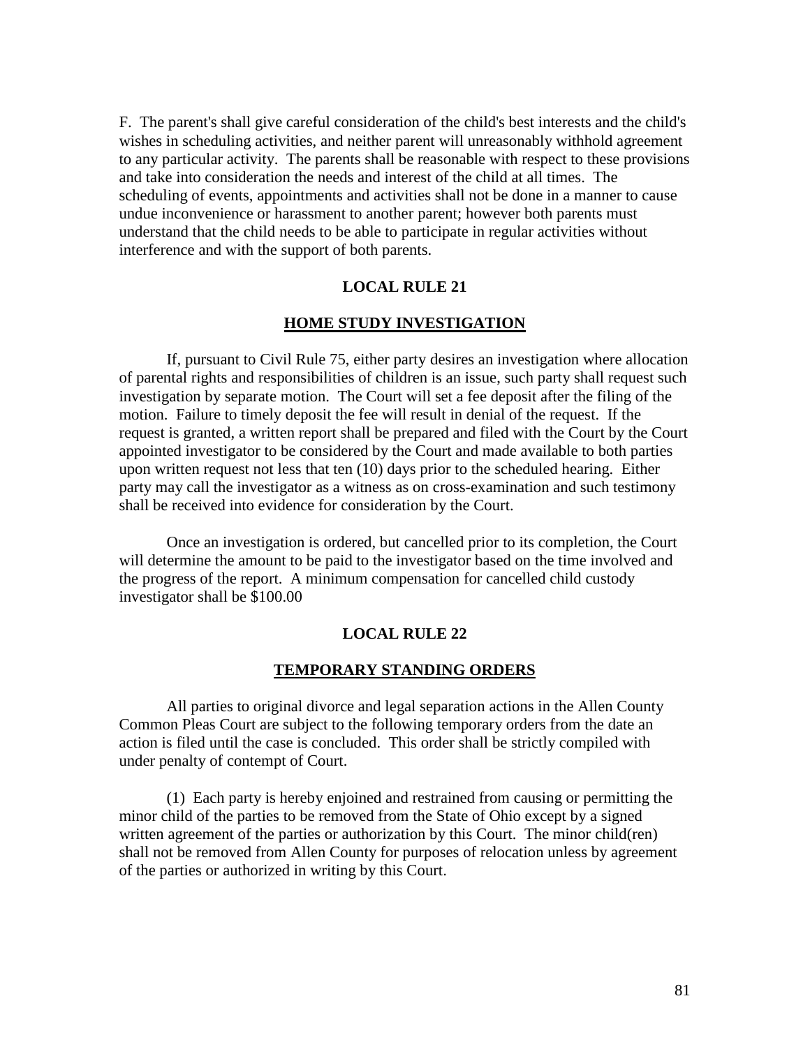F. The parent's shall give careful consideration of the child's best interests and the child's wishes in scheduling activities, and neither parent will unreasonably withhold agreement to any particular activity. The parents shall be reasonable with respect to these provisions and take into consideration the needs and interest of the child at all times. The scheduling of events, appointments and activities shall not be done in a manner to cause undue inconvenience or harassment to another parent; however both parents must understand that the child needs to be able to participate in regular activities without interference and with the support of both parents.

## LOCAL RULE 21

## HOME STUDY INVESTIGATION

If, pursuant to Civil Rule 75, either party desires an investigation where allocation of parental rights and responsibilities of children is an issue, such party shall request such investigation by separate motion. The Court will set a fee deposit after the filing of the motion. Failure to timely deposit the fee will result in denial of the request. If the request is granted, a written report shall be prepared and filed with the Court by the Court appointed investigator to be considered by the Court and made available to both parties upon written request not less that ten (10) days prior to the scheduled hearing. Either party may call the investigator as a witness as on cross-examination and such testimony shall be received into evidence for consideration by the Court.

Once an investigation is ordered, but cancelled prior to its completion, the Court will determine the amount to be paid to the investigator based on the time involved and the progress of the report. A minimum compensation for cancelled child custody investigator shall be $100.00

## LOCAL RULE 22

## TEMPORARY STANDING ORDERS

All parties to original divorce and legal separation actions in the Allen County Common Pleas Court are subject to the following temporary orders from the date an action is filed until the case is concluded. This order shall be strictly compiled with under penalty of contempt of Court.

(1) Each party is hereby enjoined and restrained from causing or permitting the minor child of the parties to be removed from the State of Ohio except by a signed written agreement of the parties or authorization by this Court. The minor child(ren) shall not be removed from Allen County for purposes of relocation unless by agreement of the parties or authorized in writing by this Court.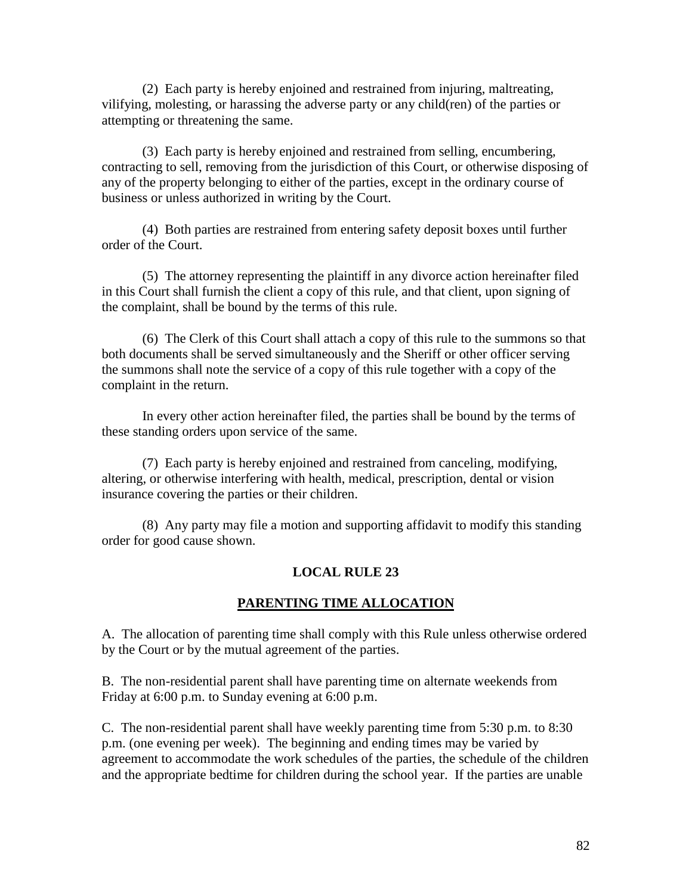(2) Each party is hereby enjoined and restrained from injuring, maltreating, vilifying, molesting, or harassing the adverse party or any child(ren) of the parties or attempting or threatening the same.

(3) Each party is hereby enjoined and restrained from selling, encumbering, contracting to sell, removing from the jurisdiction of this Court, or otherwise disposing of any of the property belonging to either of the parties, except in the ordinary course of business or unless authorized in writing by the Court.

(4) Both parties are restrained from entering safety deposit boxes until further order of the Court.

(5) The attorney representing the plaintiff in any divorce action hereinafter filed in this Court shall furnish the client a copy of this rule, and that client, upon signing of the complaint, shall be bound by the terms of this rule.

(6) The Clerk of this Court shall attach a copy of this rule to the summons so that both documents shall be served simultaneously and the Sheriff or other officer serving the summons shall note the service of a copy of this rule together with a copy of the complaint in the return.

In every other action hereinafter filed, the parties shall be bound by the terms of these standing orders upon service of the same.

(7) Each party is hereby enjoined and restrained from canceling, modifying, altering, or otherwise interfering with health, medical, prescription, dental or vision insurance covering the parties or their children.

(8) Any party may file a motion and supporting affidavit to modify this standing order for good cause shown.

## LOCAL RULE 23

## PARENTING TIME ALLOCATION

A. The allocation of parenting time shall comply with this Rule unless otherwise ordered by the Court or by the mutual agreement of the parties.

B. The non-residential parent shall have parenting time on alternate weekends from Friday at 6:00 p.m. to Sunday evening at 6:00 p.m.

C. The non-residential parent shall have weekly parenting time from 5:30 p.m. to 8:30 p.m. (one evening per week). The beginning and ending times may be varied by agreement to accommodate the work schedules of the parties, the schedule of the children and the appropriate bedtime for children during the school year. If the parties are unable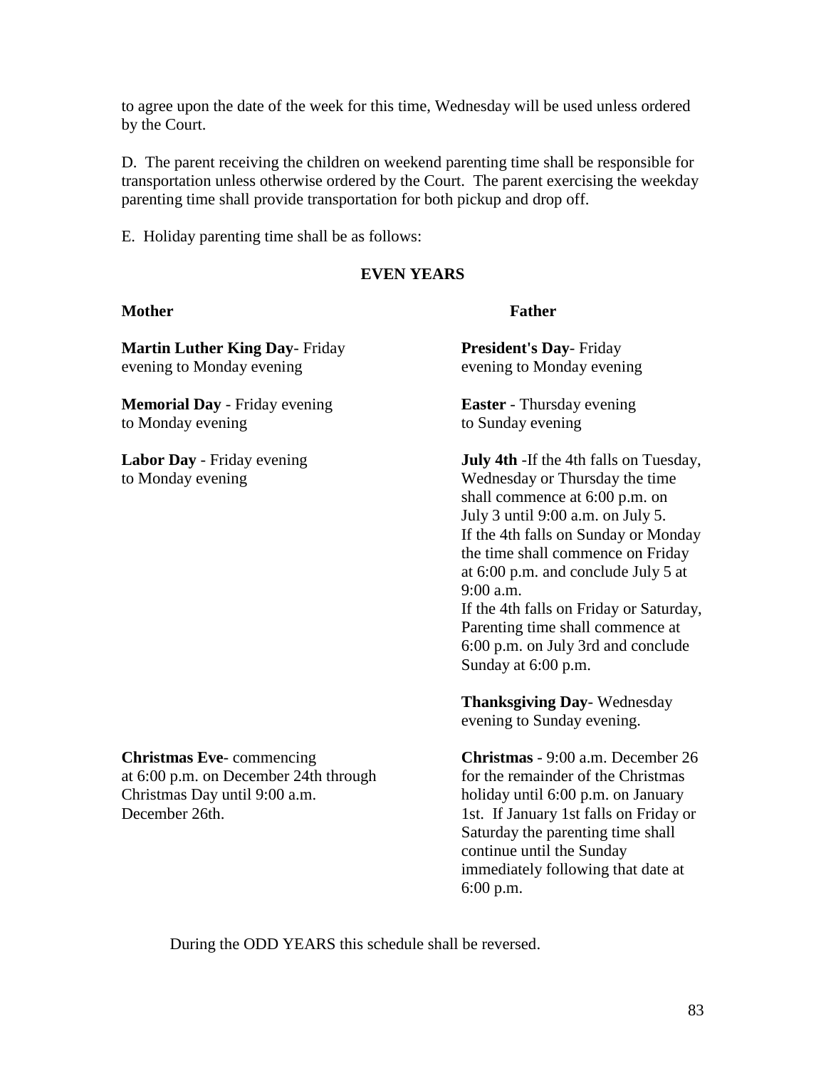to agree upon the date of the week for this time, Wednesday will be used unless ordered by the Court.

D. The parent receiving the children on weekend parenting time shall be responsible for transportation unless otherwise ordered by the Court. The parent exercising the weekday parenting time shall provide transportation for both pickup and drop off.

E. Holiday parenting time shall be as follows:

**EVEN YEARS**

| **Mother** | **Father** |
|---|---|
| **Martin Luther King Day**- Friday evening to Monday evening | **President's Day**- Friday evening to Monday evening |
| **Memorial Day** - Friday evening to Monday evening | **Easter** - Thursday evening to Sunday evening |
| **Labor Day** - Friday evening to Monday evening | **July 4th** -If the 4th falls on Tuesday, Wednesday or Thursday the time shall commence at 6:00 p.m. on July 3 until 9:00 a.m. on July 5. If the 4th falls on Sunday or Monday the time shall commence on Friday at 6:00 p.m. and conclude July 5 at 9:00 a.m. If the 4th falls on Friday or Saturday, Parenting time shall commence at 6:00 p.m. on July 3rd and conclude Sunday at 6:00 p.m. |
| | **Thanksgiving Day**- Wednesday evening to Sunday evening. |
| **Christmas Eve**- commencing at 6:00 p.m. on December 24th through Christmas Day until 9:00 a.m. December 26th. | **Christmas** - 9:00 a.m. December 26 for the remainder of the Christmas holiday until 6:00 p.m. on January 1st. If January 1st falls on Friday or Saturday the parenting time shall continue until the Sunday immediately following that date at 6:00 p.m. |

During the ODD YEARS this schedule shall be reversed.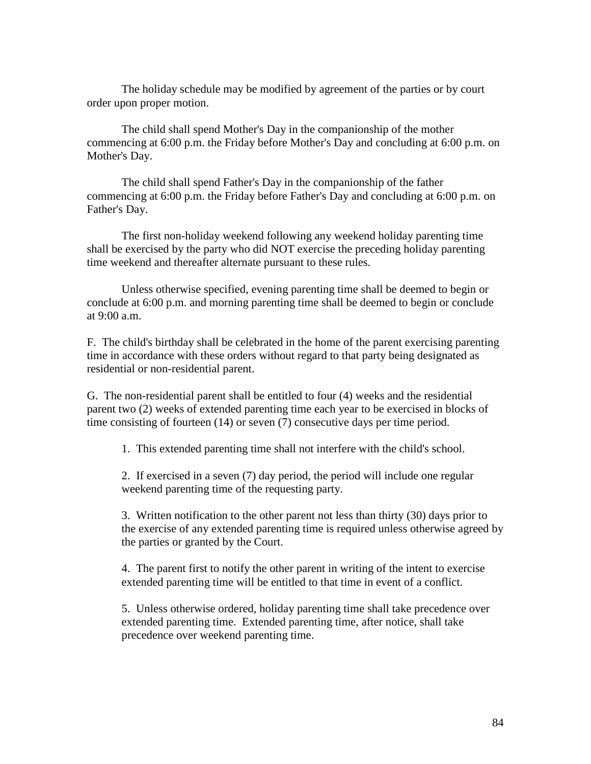The holiday schedule may be modified by agreement of the parties or by court order upon proper motion.

The child shall spend Mother's Day in the companionship of the mother commencing at 6:00 p.m. the Friday before Mother's Day and concluding at 6:00 p.m. on Mother's Day.

The child shall spend Father's Day in the companionship of the father commencing at 6:00 p.m. the Friday before Father's Day and concluding at 6:00 p.m. on Father's Day.

The first non-holiday weekend following any weekend holiday parenting time shall be exercised by the party who did NOT exercise the preceding holiday parenting time weekend and thereafter alternate pursuant to these rules.

Unless otherwise specified, evening parenting time shall be deemed to begin or conclude at 6:00 p.m. and morning parenting time shall be deemed to begin or conclude at 9:00 a.m.

F. The child's birthday shall be celebrated in the home of the parent exercising parenting time in accordance with these orders without regard to that party being designated as residential or non-residential parent.

G. The non-residential parent shall be entitled to four (4) weeks and the residential parent two (2) weeks of extended parenting time each year to be exercised in blocks of time consisting of fourteen (14) or seven (7) consecutive days per time period.

1. This extended parenting time shall not interfere with the child's school.

2. If exercised in a seven (7) day period, the period will include one regular weekend parenting time of the requesting party.

3. Written notification to the other parent not less than thirty (30) days prior to the exercise of any extended parenting time is required unless otherwise agreed by the parties or granted by the Court.

4. The parent first to notify the other parent in writing of the intent to exercise extended parenting time will be entitled to that time in event of a conflict.

5. Unless otherwise ordered, holiday parenting time shall take precedence over extended parenting time. Extended parenting time, after notice, shall take precedence over weekend parenting time.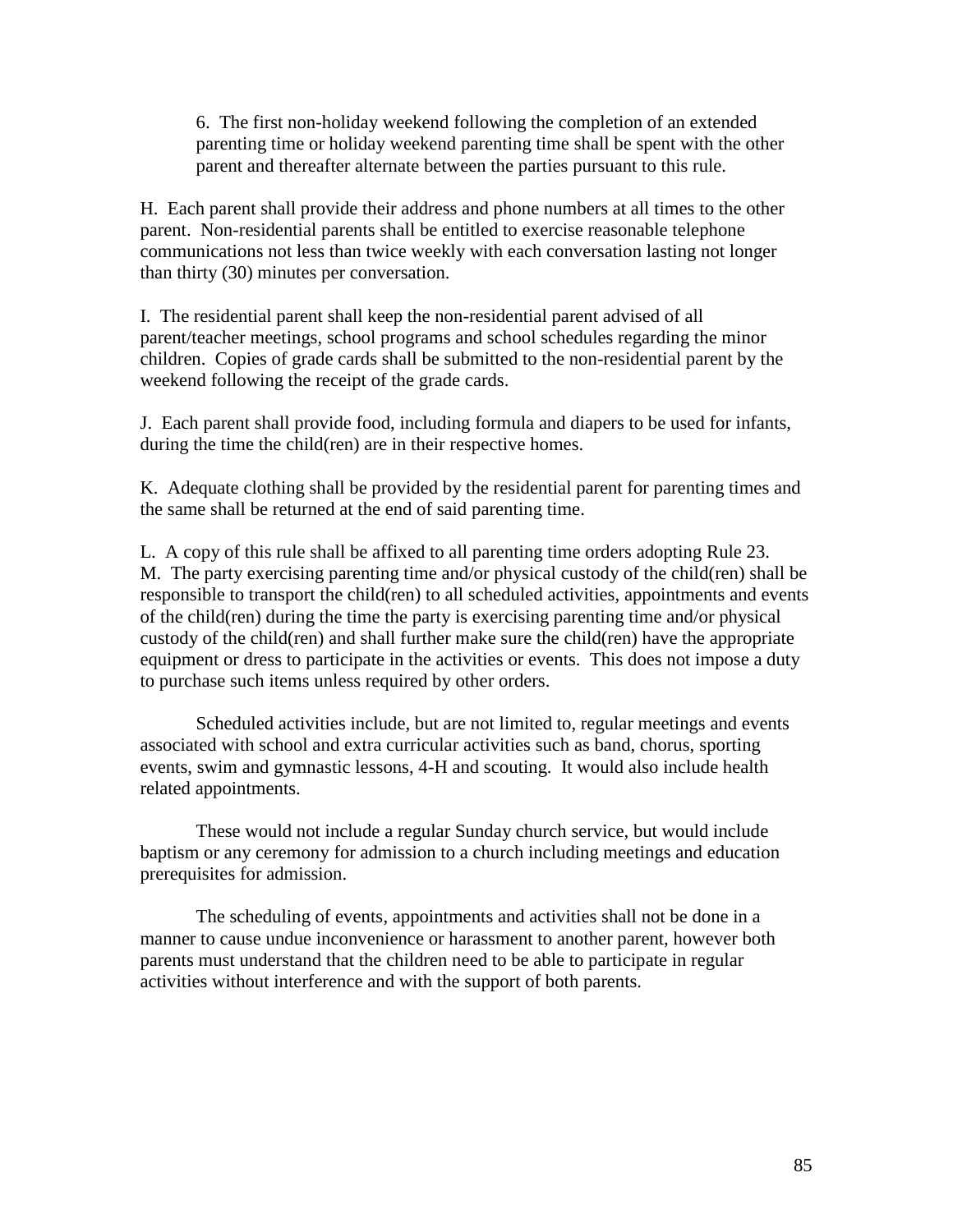6. The first non-holiday weekend following the completion of an extended parenting time or holiday weekend parenting time shall be spent with the other parent and thereafter alternate between the parties pursuant to this rule.

H. Each parent shall provide their address and phone numbers at all times to the other parent. Non-residential parents shall be entitled to exercise reasonable telephone communications not less than twice weekly with each conversation lasting not longer than thirty (30) minutes per conversation.

I. The residential parent shall keep the non-residential parent advised of all parent/teacher meetings, school programs and school schedules regarding the minor children. Copies of grade cards shall be submitted to the non-residential parent by the weekend following the receipt of the grade cards.

J. Each parent shall provide food, including formula and diapers to be used for infants, during the time the child(ren) are in their respective homes.

K. Adequate clothing shall be provided by the residential parent for parenting times and the same shall be returned at the end of said parenting time.

L. A copy of this rule shall be affixed to all parenting time orders adopting Rule 23.

M. The party exercising parenting time and/or physical custody of the child(ren) shall be responsible to transport the child(ren) to all scheduled activities, appointments and events of the child(ren) during the time the party is exercising parenting time and/or physical custody of the child(ren) and shall further make sure the child(ren) have the appropriate equipment or dress to participate in the activities or events. This does not impose a duty to purchase such items unless required by other orders.

Scheduled activities include, but are not limited to, regular meetings and events associated with school and extra curricular activities such as band, chorus, sporting events, swim and gymnastic lessons, 4-H and scouting. It would also include health related appointments.

These would not include a regular Sunday church service, but would include baptism or any ceremony for admission to a church including meetings and education prerequisites for admission.

The scheduling of events, appointments and activities shall not be done in a manner to cause undue inconvenience or harassment to another parent, however both parents must understand that the children need to be able to participate in regular activities without interference and with the support of both parents.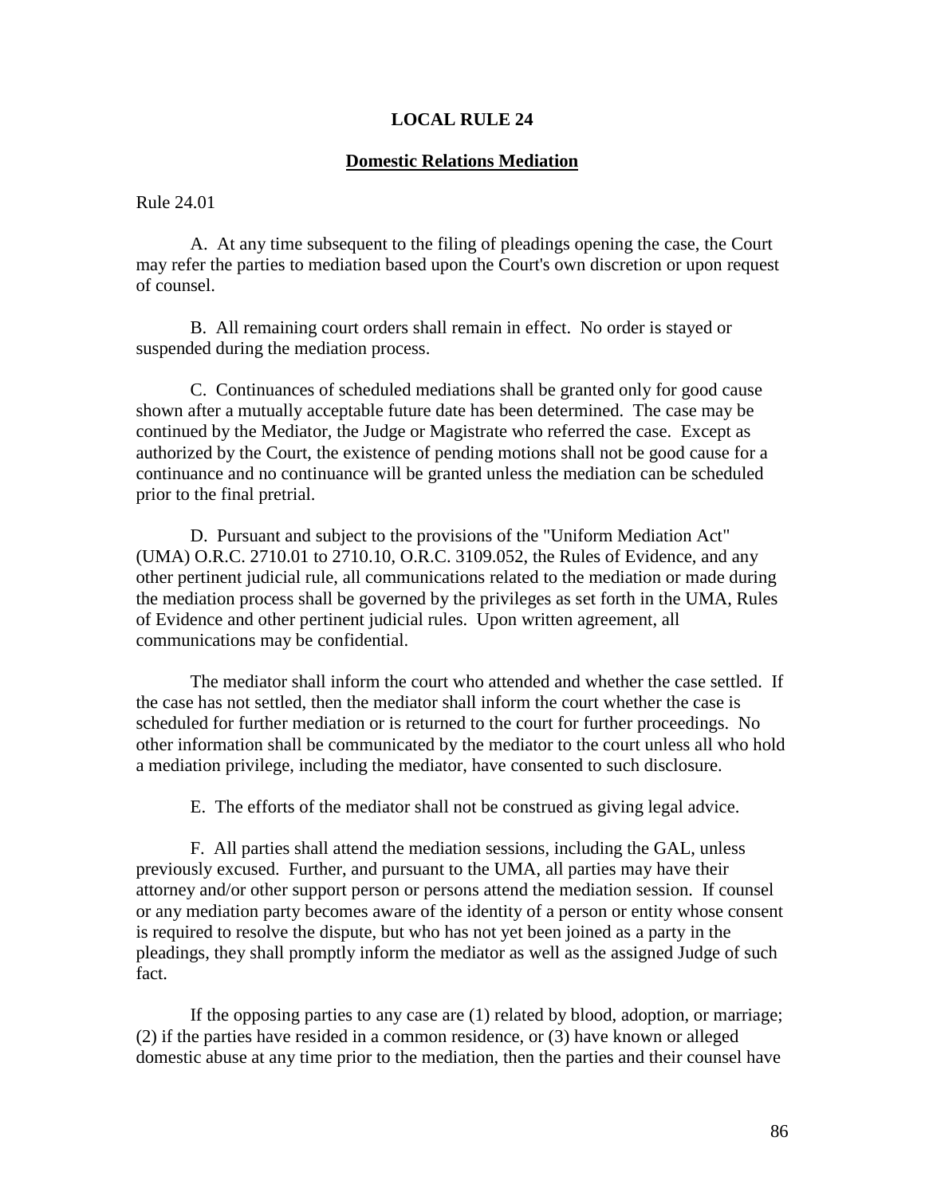# LOCAL RULE 24

## Domestic Relations Mediation

Rule 24.01

A. At any time subsequent to the filing of pleadings opening the case, the Court may refer the parties to mediation based upon the Court's own discretion or upon request of counsel.

B. All remaining court orders shall remain in effect. No order is stayed or suspended during the mediation process.

C. Continuances of scheduled mediations shall be granted only for good cause shown after a mutually acceptable future date has been determined. The case may be continued by the Mediator, the Judge or Magistrate who referred the case. Except as authorized by the Court, the existence of pending motions shall not be good cause for a continuance and no continuance will be granted unless the mediation can be scheduled prior to the final pretrial.

D. Pursuant and subject to the provisions of the "Uniform Mediation Act" (UMA) O.R.C. 2710.01 to 2710.10, O.R.C. 3109.052, the Rules of Evidence, and any other pertinent judicial rule, all communications related to the mediation or made during the mediation process shall be governed by the privileges as set forth in the UMA, Rules of Evidence and other pertinent judicial rules. Upon written agreement, all communications may be confidential.

The mediator shall inform the court who attended and whether the case settled. If the case has not settled, then the mediator shall inform the court whether the case is scheduled for further mediation or is returned to the court for further proceedings. No other information shall be communicated by the mediator to the court unless all who hold a mediation privilege, including the mediator, have consented to such disclosure.

E. The efforts of the mediator shall not be construed as giving legal advice.

F. All parties shall attend the mediation sessions, including the GAL, unless previously excused. Further, and pursuant to the UMA, all parties may have their attorney and/or other support person or persons attend the mediation session. If counsel or any mediation party becomes aware of the identity of a person or entity whose consent is required to resolve the dispute, but who has not yet been joined as a party in the pleadings, they shall promptly inform the mediator as well as the assigned Judge of such fact.

If the opposing parties to any case are (1) related by blood, adoption, or marriage; (2) if the parties have resided in a common residence, or (3) have known or alleged domestic abuse at any time prior to the mediation, then the parties and their counsel have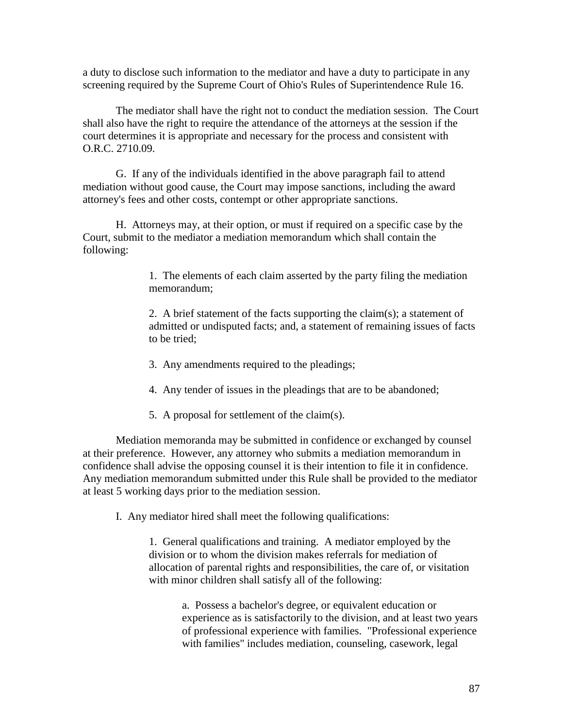a duty to disclose such information to the mediator and have a duty to participate in any screening required by the Supreme Court of Ohio's Rules of Superintendence Rule 16.

The mediator shall have the right not to conduct the mediation session. The Court shall also have the right to require the attendance of the attorneys at the session if the court determines it is appropriate and necessary for the process and consistent with O.R.C. 2710.09.

G. If any of the individuals identified in the above paragraph fail to attend mediation without good cause, the Court may impose sanctions, including the award attorney's fees and other costs, contempt or other appropriate sanctions.

H. Attorneys may, at their option, or must if required on a specific case by the Court, submit to the mediator a mediation memorandum which shall contain the following:

> 1. The elements of each claim asserted by the party filing the mediation memorandum;
>
> 2. A brief statement of the facts supporting the claim(s); a statement of admitted or undisputed facts; and, a statement of remaining issues of facts to be tried;
>
> 3. Any amendments required to the pleadings;
>
> 4. Any tender of issues in the pleadings that are to be abandoned;
>
> 5. A proposal for settlement of the claim(s).

Mediation memoranda may be submitted in confidence or exchanged by counsel at their preference. However, any attorney who submits a mediation memorandum in confidence shall advise the opposing counsel it is their intention to file it in confidence. Any mediation memorandum submitted under this Rule shall be provided to the mediator at least 5 working days prior to the mediation session.

I. Any mediator hired shall meet the following qualifications:

> 1. General qualifications and training. A mediator employed by the division or to whom the division makes referrals for mediation of allocation of parental rights and responsibilities, the care of, or visitation with minor children shall satisfy all of the following:
>
> > a. Possess a bachelor's degree, or equivalent education or experience as is satisfactorily to the division, and at least two years of professional experience with families. "Professional experience with families" includes mediation, counseling, casework, legal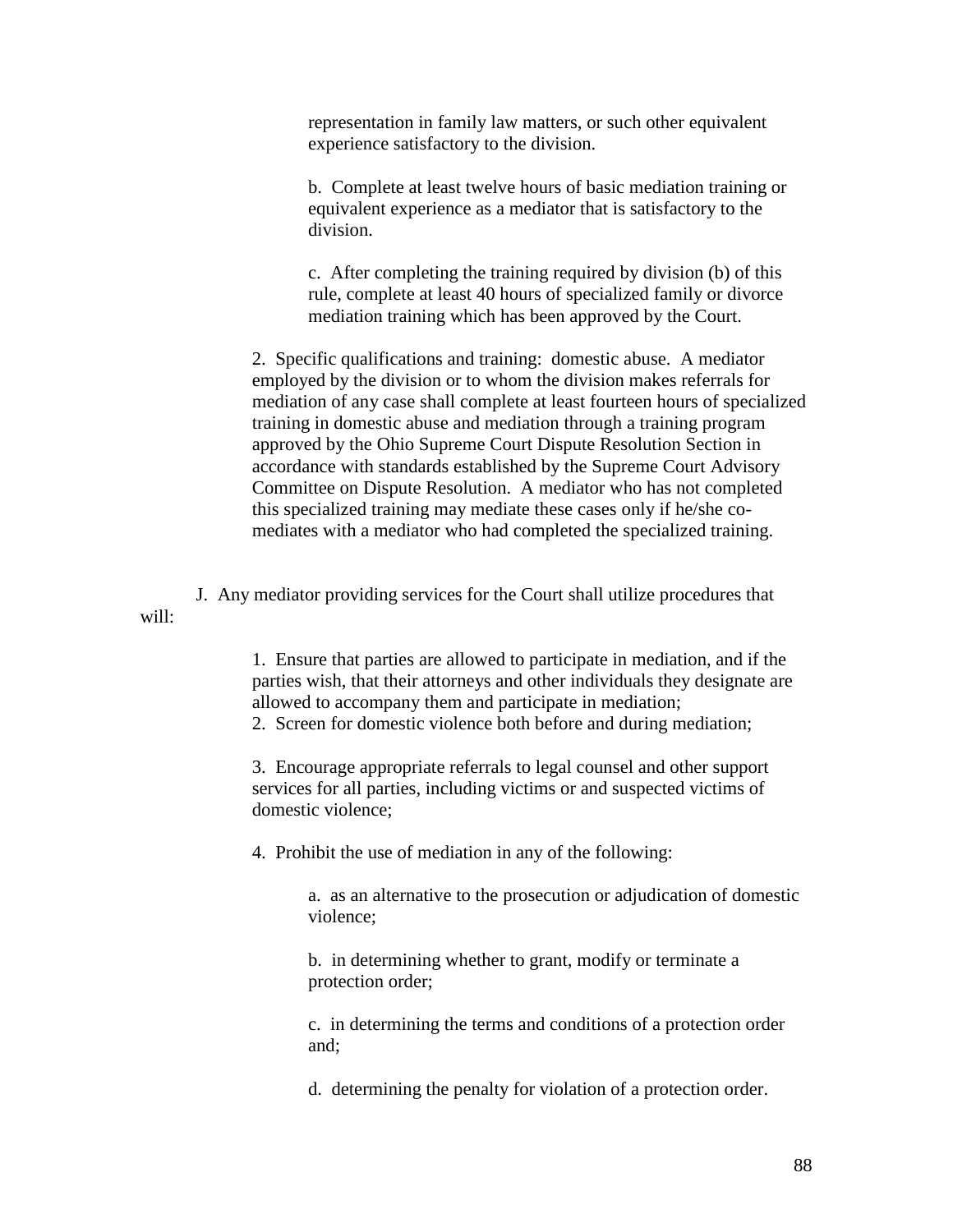representation in family law matters, or such other equivalent experience satisfactory to the division.

b. Complete at least twelve hours of basic mediation training or equivalent experience as a mediator that is satisfactory to the division.

c. After completing the training required by division (b) of this rule, complete at least 40 hours of specialized family or divorce mediation training which has been approved by the Court.

2. Specific qualifications and training: domestic abuse. A mediator employed by the division or to whom the division makes referrals for mediation of any case shall complete at least fourteen hours of specialized training in domestic abuse and mediation through a training program approved by the Ohio Supreme Court Dispute Resolution Section in accordance with standards established by the Supreme Court Advisory Committee on Dispute Resolution. A mediator who has not completed this specialized training may mediate these cases only if he/she co-mediates with a mediator who had completed the specialized training.

J. Any mediator providing services for the Court shall utilize procedures that will:

1. Ensure that parties are allowed to participate in mediation, and if the parties wish, that their attorneys and other individuals they designate are allowed to accompany them and participate in mediation;
2. Screen for domestic violence both before and during mediation;

3. Encourage appropriate referrals to legal counsel and other support services for all parties, including victims or and suspected victims of domestic violence;

4. Prohibit the use of mediation in any of the following:

a. as an alternative to the prosecution or adjudication of domestic violence;

b. in determining whether to grant, modify or terminate a protection order;

c. in determining the terms and conditions of a protection order and;

d. determining the penalty for violation of a protection order.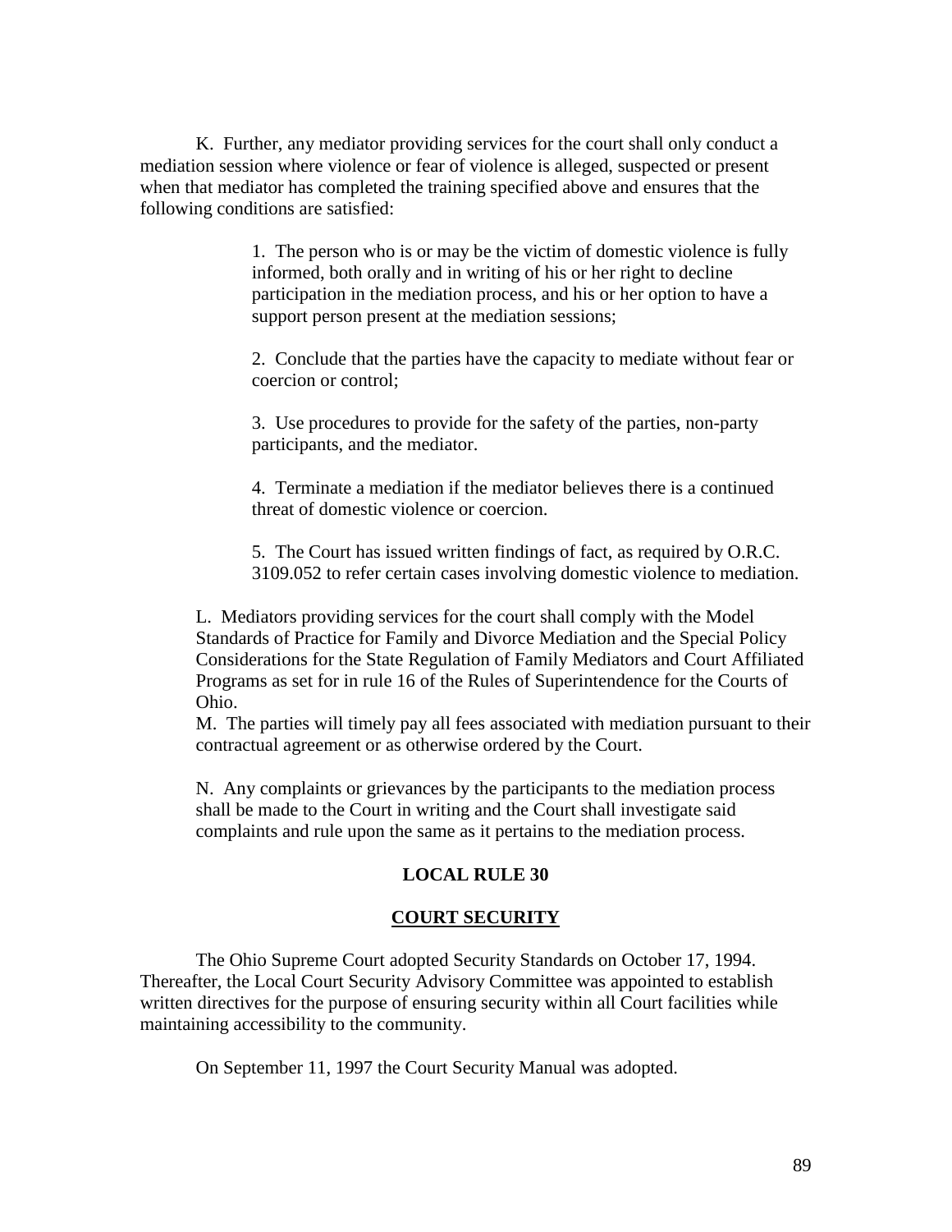K. Further, any mediator providing services for the court shall only conduct a mediation session where violence or fear of violence is alleged, suspected or present when that mediator has completed the training specified above and ensures that the following conditions are satisfied:

> 1. The person who is or may be the victim of domestic violence is fully informed, both orally and in writing of his or her right to decline participation in the mediation process, and his or her option to have a support person present at the mediation sessions;
>
> 2. Conclude that the parties have the capacity to mediate without fear or coercion or control;
>
> 3. Use procedures to provide for the safety of the parties, non-party participants, and the mediator.
>
> 4. Terminate a mediation if the mediator believes there is a continued threat of domestic violence or coercion.
>
> 5. The Court has issued written findings of fact, as required by O.R.C. 3109.052 to refer certain cases involving domestic violence to mediation.

L. Mediators providing services for the court shall comply with the Model Standards of Practice for Family and Divorce Mediation and the Special Policy Considerations for the State Regulation of Family Mediators and Court Affiliated Programs as set for in rule 16 of the Rules of Superintendence for the Courts of Ohio.

M. The parties will timely pay all fees associated with mediation pursuant to their contractual agreement or as otherwise ordered by the Court.

N. Any complaints or grievances by the participants to the mediation process shall be made to the Court in writing and the Court shall investigate said complaints and rule upon the same as it pertains to the mediation process.

## LOCAL RULE 30

## COURT SECURITY

The Ohio Supreme Court adopted Security Standards on October 17, 1994. Thereafter, the Local Court Security Advisory Committee was appointed to establish written directives for the purpose of ensuring security within all Court facilities while maintaining accessibility to the community.

On September 11, 1997 the Court Security Manual was adopted.